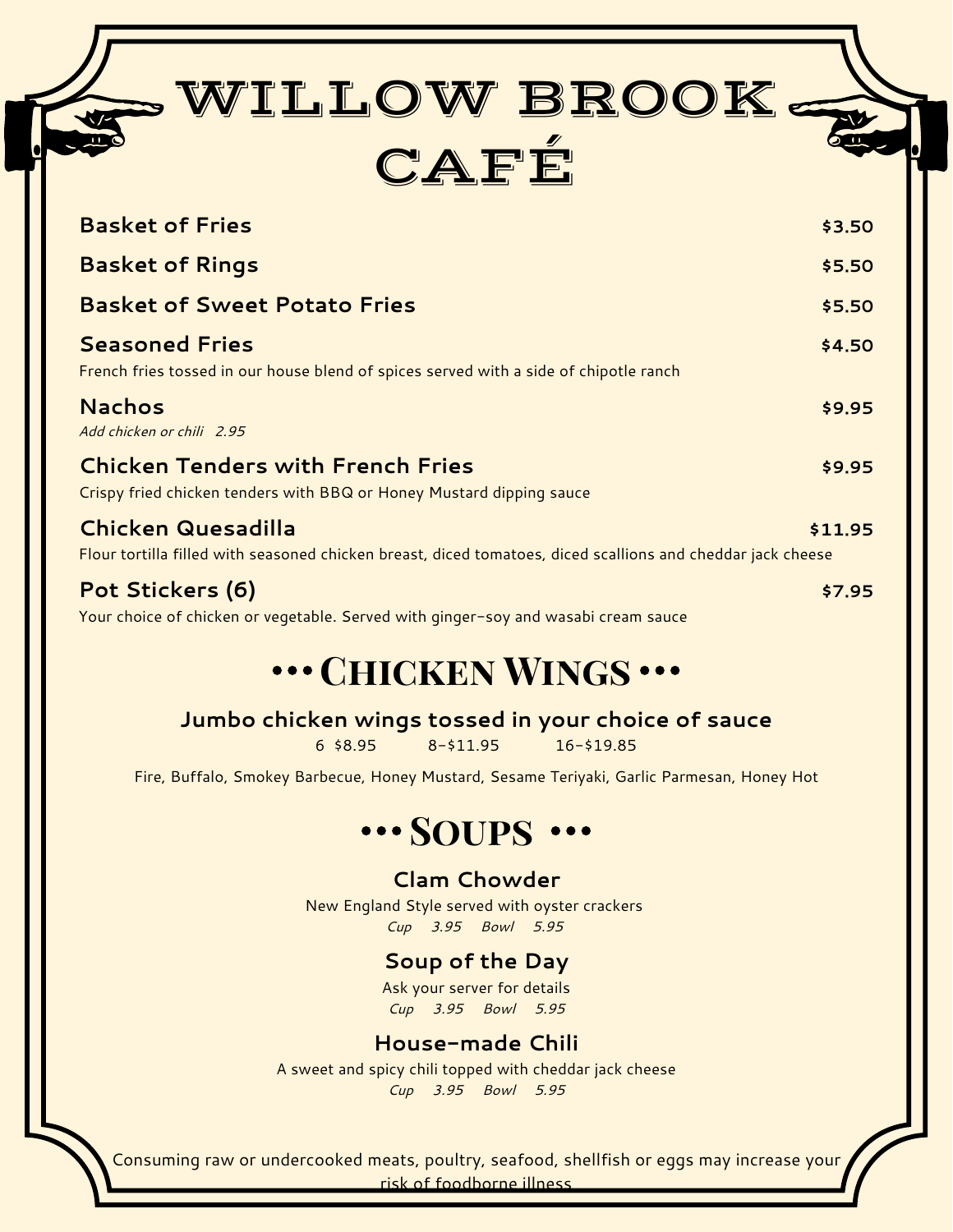# WILLOW BROOK CAFÉ

**Basket of Fries** **$3.50**

**Basket of Rings** **$5.50**

**Basket of Sweet Potato Fries** **$5.50**

**Seasoned Fries** **$4.50**
French fries tossed in our house blend of spices served with a side of chipotle ranch

**Nachos** **$9.95**
*Add chicken or chili 2.95*

**Chicken Tenders with French Fries** **$9.95**
Crispy fried chicken tenders with BBQ or Honey Mustard dipping sauce

**Chicken Quesadilla** **$11.95**
Flour tortilla filled with seasoned chicken breast, diced tomatoes, diced scallions and cheddar jack cheese

**Pot Stickers (6)** **$7.95**
Your choice of chicken or vegetable. Served with ginger-soy and wasabi cream sauce

## ••• Chicken Wings •••

**Jumbo chicken wings tossed in your choice of sauce**

6 $8.95 8-$11.95 16-$19.85

Fire, Buffalo, Smokey Barbecue, Honey Mustard, Sesame Teriyaki, Garlic Parmesan, Honey Hot

## ••• Soups •••

### Clam Chowder
New England Style served with oyster crackers
*Cup 3.95 Bowl 5.95*

### Soup of the Day
Ask your server for details
*Cup 3.95 Bowl 5.95*

### House-made Chili
A sweet and spicy chili topped with cheddar jack cheese
*Cup 3.95 Bowl 5.95*

Consuming raw or undercooked meats, poultry, seafood, shellfish or eggs may increase your risk of foodborne illness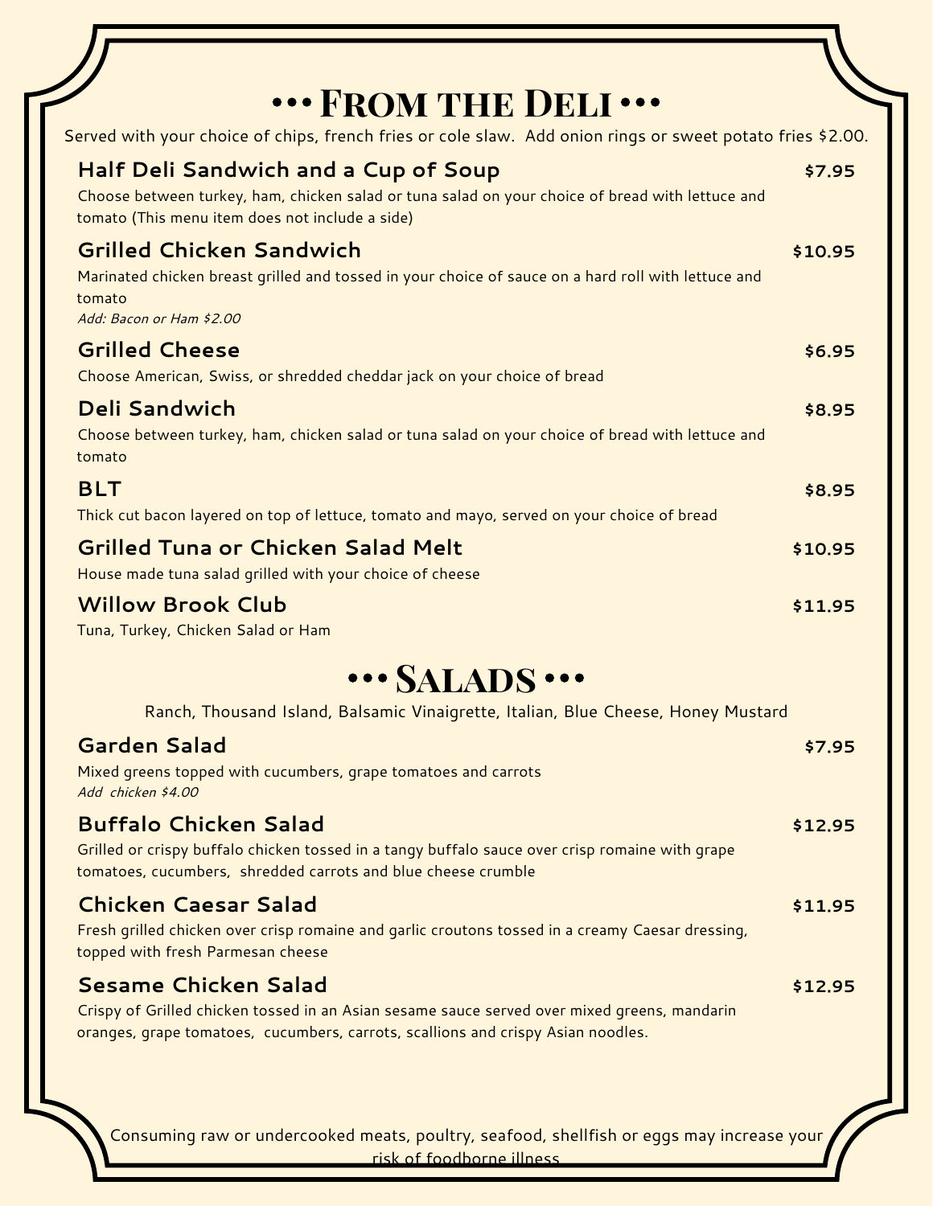# ••• From the Deli •••

Served with your choice of chips, french fries or cole slaw. Add onion rings or sweet potato fries $2.00.

### Half Deli Sandwich and a Cup of Soup — $7.95

Choose between turkey, ham, chicken salad or tuna salad on your choice of bread with lettuce and tomato (This menu item does not include a side)

### Grilled Chicken Sandwich — $10.95

Marinated chicken breast grilled and tossed in your choice of sauce on a hard roll with lettuce and tomato

*Add: Bacon or Ham $2.00*

### Grilled Cheese — $6.95

Choose American, Swiss, or shredded cheddar jack on your choice of bread

### Deli Sandwich — $8.95

Choose between turkey, ham, chicken salad or tuna salad on your choice of bread with lettuce and tomato

### BLT — $8.95

Thick cut bacon layered on top of lettuce, tomato and mayo, served on your choice of bread

### Grilled Tuna or Chicken Salad Melt — $10.95

House made tuna salad grilled with your choice of cheese

### Willow Brook Club — $11.95

Tuna, Turkey, Chicken Salad or Ham

# ••• Salads •••

Ranch, Thousand Island, Balsamic Vinaigrette, Italian, Blue Cheese, Honey Mustard

### Garden Salad — $7.95

Mixed greens topped with cucumbers, grape tomatoes and carrots

*Add chicken $4.00*

### Buffalo Chicken Salad — $12.95

Grilled or crispy buffalo chicken tossed in a tangy buffalo sauce over crisp romaine with grape tomatoes, cucumbers, shredded carrots and blue cheese crumble

### Chicken Caesar Salad — $11.95

Fresh grilled chicken over crisp romaine and garlic croutons tossed in a creamy Caesar dressing, topped with fresh Parmesan cheese

### Sesame Chicken Salad — $12.95

Crispy of Grilled chicken tossed in an Asian sesame sauce served over mixed greens, mandarin oranges, grape tomatoes, cucumbers, carrots, scallions and crispy Asian noodles.

Consuming raw or undercooked meats, poultry, seafood, shellfish or eggs may increase your risk of foodborne illness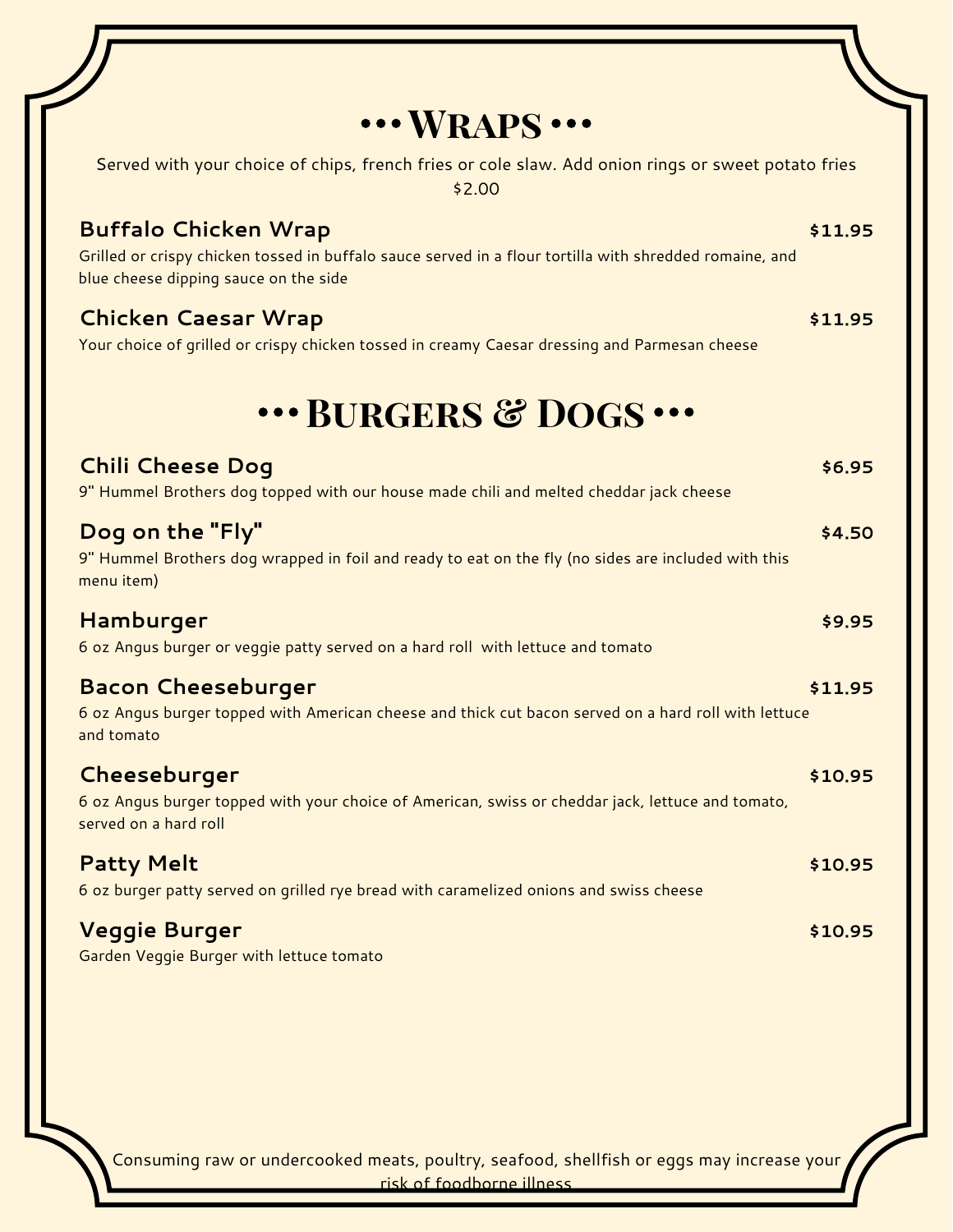# ••• Wraps •••

Served with your choice of chips, french fries or cole slaw. Add onion rings or sweet potato fries $2.00

### Buffalo Chicken Wrap — $11.95

Grilled or crispy chicken tossed in buffalo sauce served in a flour tortilla with shredded romaine, and blue cheese dipping sauce on the side

### Chicken Caesar Wrap — $11.95

Your choice of grilled or crispy chicken tossed in creamy Caesar dressing and Parmesan cheese

# ••• Burgers & Dogs •••

### Chili Cheese Dog — $6.95

9" Hummel Brothers dog topped with our house made chili and melted cheddar jack cheese

### Dog on the "Fly" — $4.50

9" Hummel Brothers dog wrapped in foil and ready to eat on the fly (no sides are included with this menu item)

### Hamburger — $9.95

6 oz Angus burger or veggie patty served on a hard roll with lettuce and tomato

### Bacon Cheeseburger — $11.95

6 oz Angus burger topped with American cheese and thick cut bacon served on a hard roll with lettuce and tomato

### Cheeseburger — $10.95

6 oz Angus burger topped with your choice of American, swiss or cheddar jack, lettuce and tomato, served on a hard roll

### Patty Melt — $10.95

6 oz burger patty served on grilled rye bread with caramelized onions and swiss cheese

### Veggie Burger — $10.95

Garden Veggie Burger with lettuce tomato

Consuming raw or undercooked meats, poultry, seafood, shellfish or eggs may increase your risk of foodborne illness